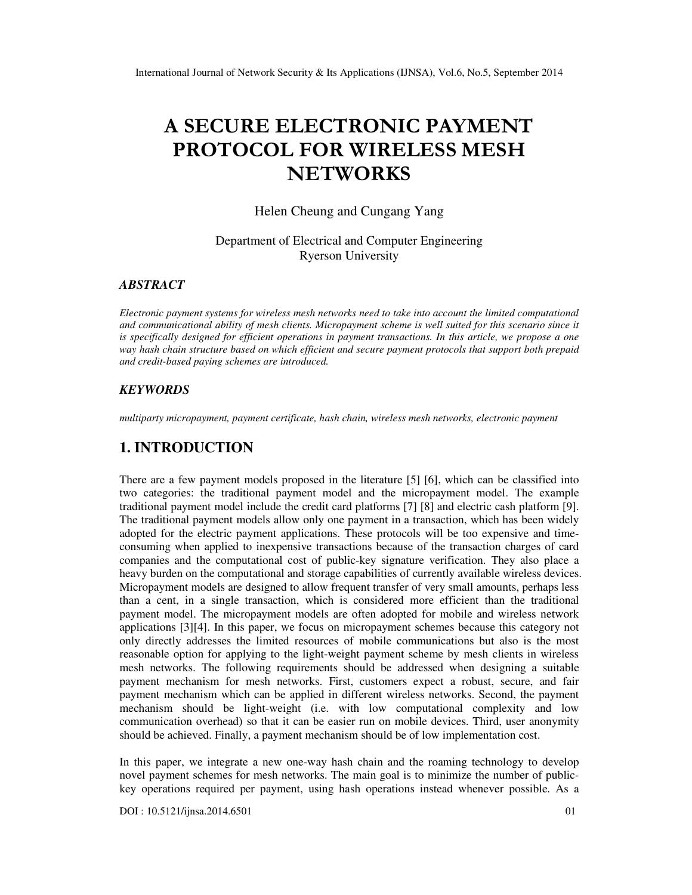# A SECURE ELECTRONIC PAYMENT PROTOCOL FOR WIRELESS MESH NETWORKS

Helen Cheung and Cungang Yang

Department of Electrical and Computer Engineering
Ryerson University

### ABSTRACT

*Electronic payment systems for wireless mesh networks need to take into account the limited computational and communicational ability of mesh clients. Micropayment scheme is well suited for this scenario since it is specifically designed for efficient operations in payment transactions. In this article, we propose a one way hash chain structure based on which efficient and secure payment protocols that support both prepaid and credit-based paying schemes are introduced.*

### KEYWORDS

*multiparty micropayment, payment certificate, hash chain, wireless mesh networks, electronic payment*

## 1. INTRODUCTION

There are a few payment models proposed in the literature [5] [6], which can be classified into two categories: the traditional payment model and the micropayment model. The example traditional payment model include the credit card platforms [7] [8] and electric cash platform [9]. The traditional payment models allow only one payment in a transaction, which has been widely adopted for the electric payment applications. These protocols will be too expensive and time-consuming when applied to inexpensive transactions because of the transaction charges of card companies and the computational cost of public-key signature verification. They also place a heavy burden on the computational and storage capabilities of currently available wireless devices. Micropayment models are designed to allow frequent transfer of very small amounts, perhaps less than a cent, in a single transaction, which is considered more efficient than the traditional payment model. The micropayment models are often adopted for mobile and wireless network applications [3][4]. In this paper, we focus on micropayment schemes because this category not only directly addresses the limited resources of mobile communications but also is the most reasonable option for applying to the light-weight payment scheme by mesh clients in wireless mesh networks. The following requirements should be addressed when designing a suitable payment mechanism for mesh networks. First, customers expect a robust, secure, and fair payment mechanism which can be applied in different wireless networks. Second, the payment mechanism should be light-weight (i.e. with low computational complexity and low communication overhead) so that it can be easier run on mobile devices. Third, user anonymity should be achieved. Finally, a payment mechanism should be of low implementation cost.

In this paper, we integrate a new one-way hash chain and the roaming technology to develop novel payment schemes for mesh networks. The main goal is to minimize the number of public-key operations required per payment, using hash operations instead whenever possible. As a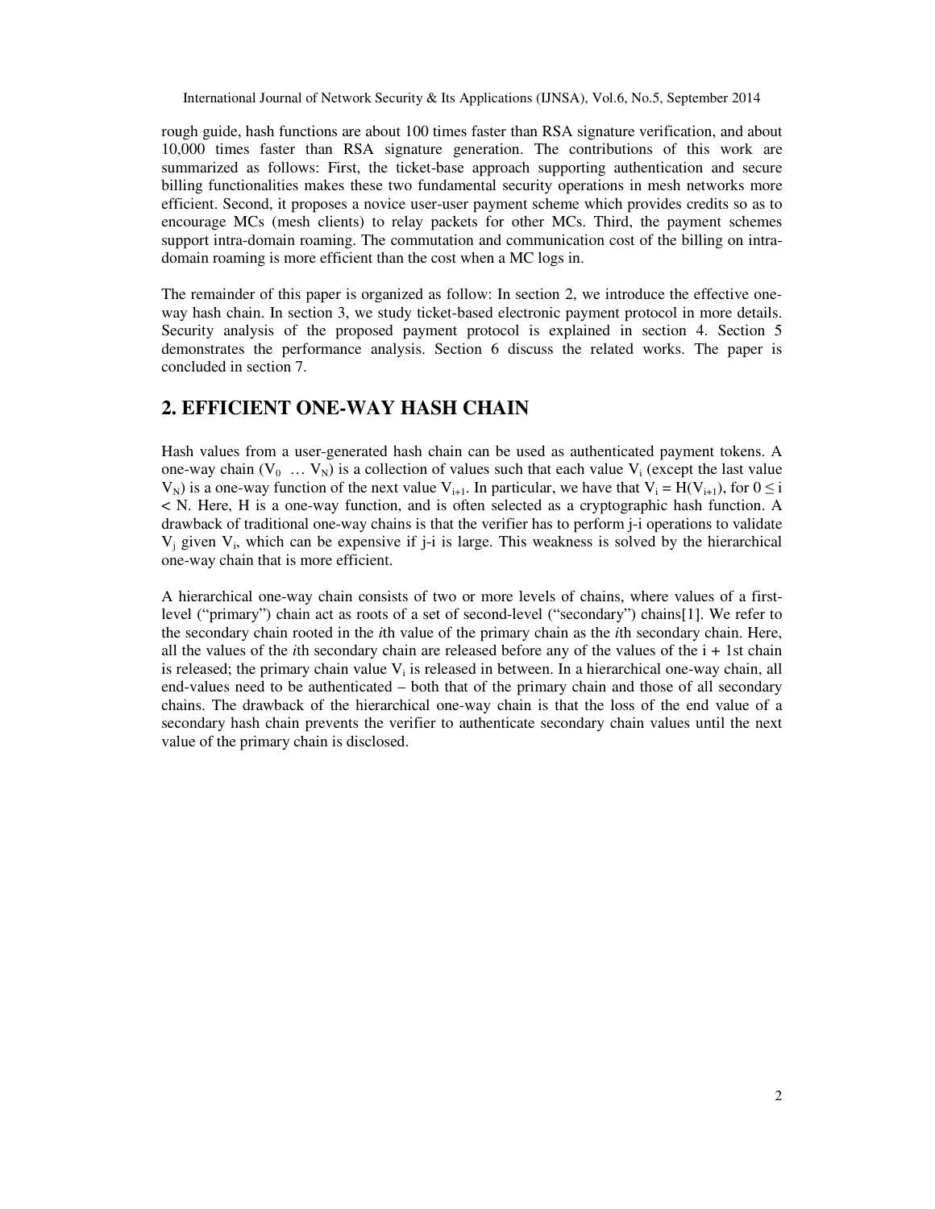rough guide, hash functions are about 100 times faster than RSA signature verification, and about 10,000 times faster than RSA signature generation. The contributions of this work are summarized as follows: First, the ticket-base approach supporting authentication and secure billing functionalities makes these two fundamental security operations in mesh networks more efficient. Second, it proposes a novice user-user payment scheme which provides credits so as to encourage MCs (mesh clients) to relay packets for other MCs. Third, the payment schemes support intra-domain roaming. The commutation and communication cost of the billing on intra-domain roaming is more efficient than the cost when a MC logs in.

The remainder of this paper is organized as follow: In section 2, we introduce the effective one-way hash chain. In section 3, we study ticket-based electronic payment protocol in more details. Security analysis of the proposed payment protocol is explained in section 4. Section 5 demonstrates the performance analysis. Section 6 discuss the related works. The paper is concluded in section 7.

## 2. EFFICIENT ONE-WAY HASH CHAIN

Hash values from a user-generated hash chain can be used as authenticated payment tokens. A one-way chain ($V_0 \ldots V_N$) is a collection of values such that each value $V_i$ (except the last value $V_N$) is a one-way function of the next value $V_{i+1}$. In particular, we have that $V_i = H(V_{i+1})$, for $0 \leq i < N$. Here, H is a one-way function, and is often selected as a cryptographic hash function. A drawback of traditional one-way chains is that the verifier has to perform j-i operations to validate $V_j$ given $V_i$, which can be expensive if j-i is large. This weakness is solved by the hierarchical one-way chain that is more efficient.

A hierarchical one-way chain consists of two or more levels of chains, where values of a first-level ("primary") chain act as roots of a set of second-level ("secondary") chains[1]. We refer to the secondary chain rooted in the *i*th value of the primary chain as the *i*th secondary chain. Here, all the values of the *i*th secondary chain are released before any of the values of the i + 1st chain is released; the primary chain value $V_i$ is released in between. In a hierarchical one-way chain, all end-values need to be authenticated – both that of the primary chain and those of all secondary chains. The drawback of the hierarchical one-way chain is that the loss of the end value of a secondary hash chain prevents the verifier to authenticate secondary chain values until the next value of the primary chain is disclosed.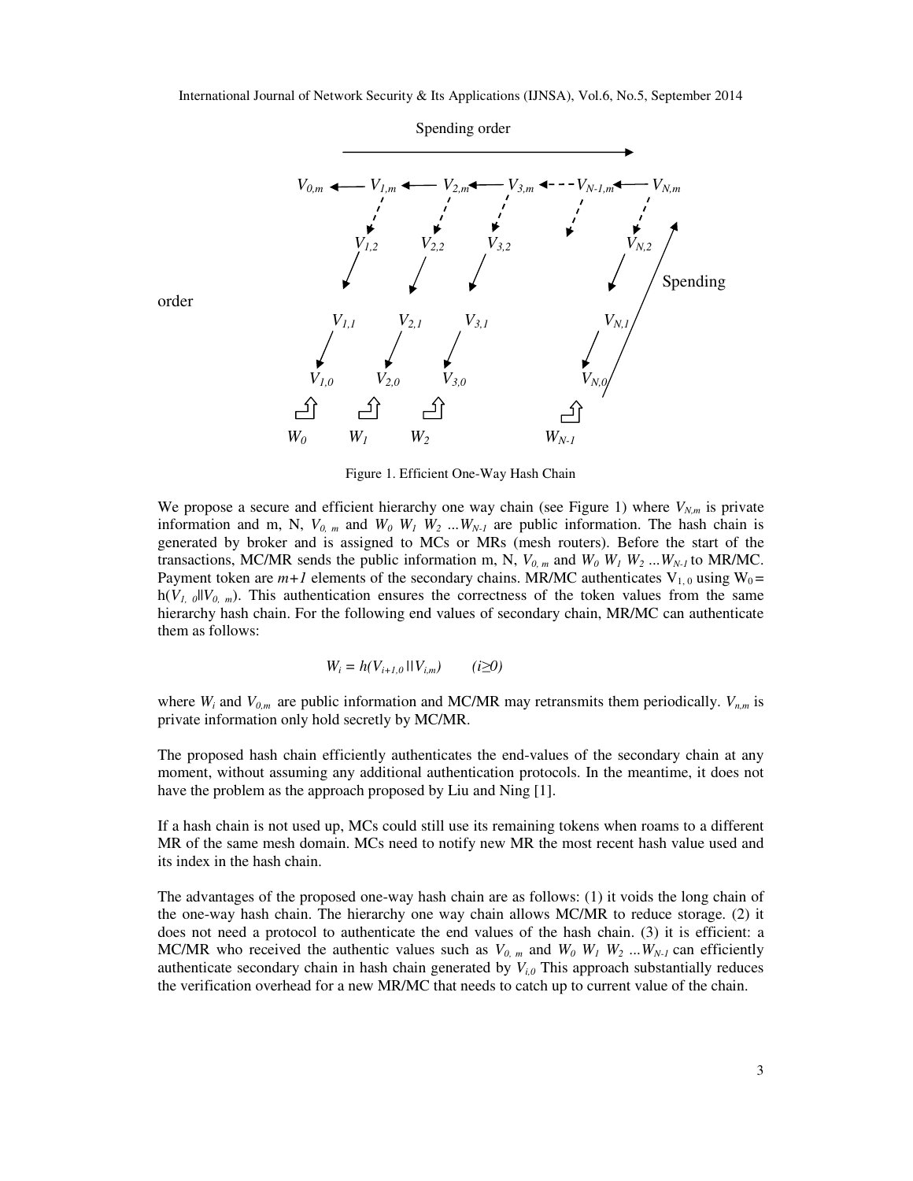Figure 1. Efficient One-Way Hash Chain

We propose a secure and efficient hierarchy one way chain (see Figure 1) where $V_{N,m}$ is private information and m, N, $V_{0,m}$ and $W_0$ $W_1$ $W_2$ ...$W_{N-1}$ are public information. The hash chain is generated by broker and is assigned to MCs or MRs (mesh routers). Before the start of the transactions, MC/MR sends the public information m, N, $V_{0,m}$ and $W_0$ $W_1$ $W_2$ ...$W_{N-1}$ to MR/MC. Payment token are $m+1$ elements of the secondary chains. MR/MC authenticates $V_{1,0}$ using $W_0 = h(V_{1,0} \| V_{0,m})$. This authentication ensures the correctness of the token values from the same hierarchy hash chain. For the following end values of secondary chain, MR/MC can authenticate them as follows:

$$W_i = h(V_{i+1,0} \| V_{i,m}) \qquad (i \geq 0)$$

where $W_i$ and $V_{0,m}$ are public information and MC/MR may retransmits them periodically. $V_{n,m}$ is private information only hold secretly by MC/MR.

The proposed hash chain efficiently authenticates the end-values of the secondary chain at any moment, without assuming any additional authentication protocols. In the meantime, it does not have the problem as the approach proposed by Liu and Ning [1].

If a hash chain is not used up, MCs could still use its remaining tokens when roams to a different MR of the same mesh domain. MCs need to notify new MR the most recent hash value used and its index in the hash chain.

The advantages of the proposed one-way hash chain are as follows: (1) it voids the long chain of the one-way hash chain. The hierarchy one way chain allows MC/MR to reduce storage. (2) it does not need a protocol to authenticate the end values of the hash chain. (3) it is efficient: a MC/MR who received the authentic values such as $V_{0,m}$ and $W_0$ $W_1$ $W_2$ ...$W_{N-1}$ can efficiently authenticate secondary chain in hash chain generated by $V_{i,0}$ This approach substantially reduces the verification overhead for a new MR/MC that needs to catch up to current value of the chain.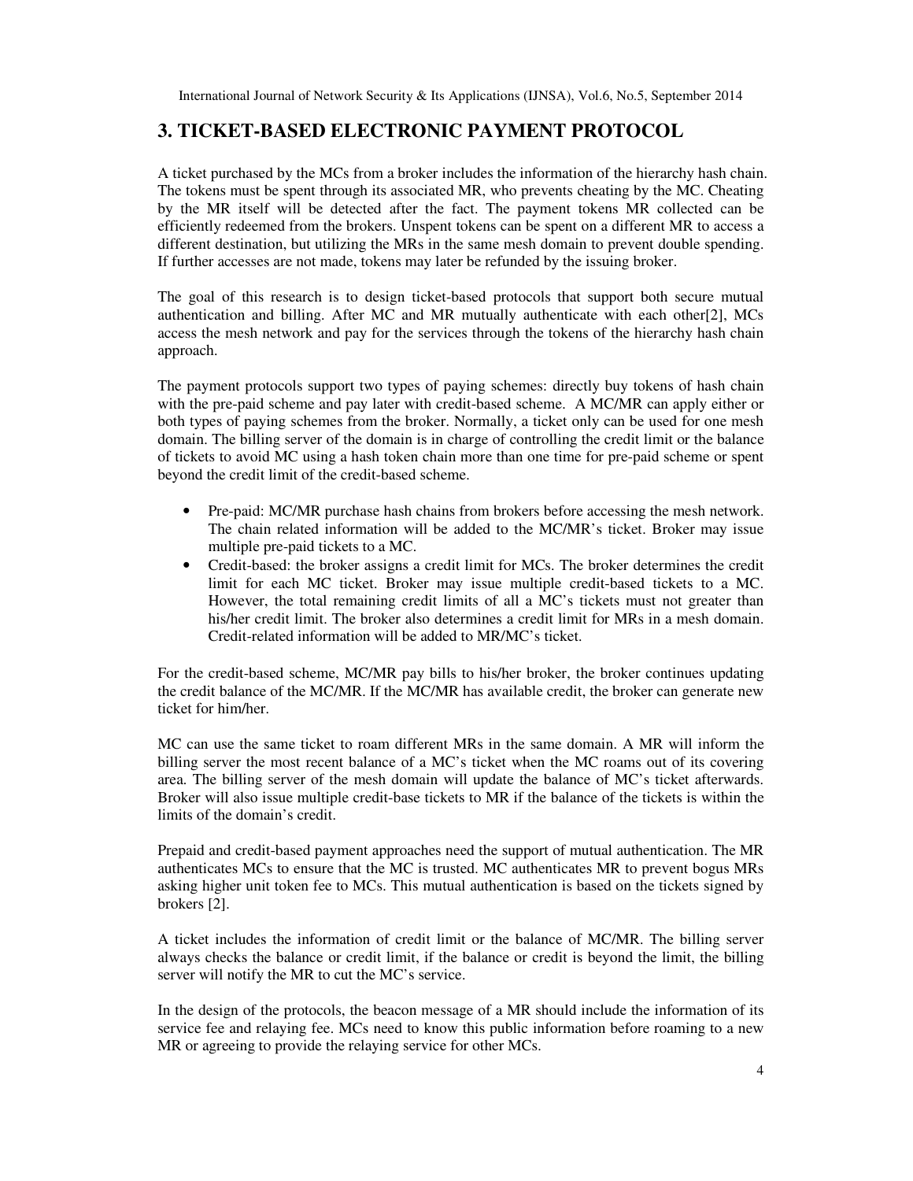## 3. TICKET-BASED ELECTRONIC PAYMENT PROTOCOL

A ticket purchased by the MCs from a broker includes the information of the hierarchy hash chain. The tokens must be spent through its associated MR, who prevents cheating by the MC. Cheating by the MR itself will be detected after the fact. The payment tokens MR collected can be efficiently redeemed from the brokers. Unspent tokens can be spent on a different MR to access a different destination, but utilizing the MRs in the same mesh domain to prevent double spending. If further accesses are not made, tokens may later be refunded by the issuing broker.

The goal of this research is to design ticket-based protocols that support both secure mutual authentication and billing. After MC and MR mutually authenticate with each other[2], MCs access the mesh network and pay for the services through the tokens of the hierarchy hash chain approach.

The payment protocols support two types of paying schemes: directly buy tokens of hash chain with the pre-paid scheme and pay later with credit-based scheme. A MC/MR can apply either or both types of paying schemes from the broker. Normally, a ticket only can be used for one mesh domain. The billing server of the domain is in charge of controlling the credit limit or the balance of tickets to avoid MC using a hash token chain more than one time for pre-paid scheme or spent beyond the credit limit of the credit-based scheme.

- Pre-paid: MC/MR purchase hash chains from brokers before accessing the mesh network. The chain related information will be added to the MC/MR's ticket. Broker may issue multiple pre-paid tickets to a MC.
- Credit-based: the broker assigns a credit limit for MCs. The broker determines the credit limit for each MC ticket. Broker may issue multiple credit-based tickets to a MC. However, the total remaining credit limits of all a MC's tickets must not greater than his/her credit limit. The broker also determines a credit limit for MRs in a mesh domain. Credit-related information will be added to MR/MC's ticket.

For the credit-based scheme, MC/MR pay bills to his/her broker, the broker continues updating the credit balance of the MC/MR. If the MC/MR has available credit, the broker can generate new ticket for him/her.

MC can use the same ticket to roam different MRs in the same domain. A MR will inform the billing server the most recent balance of a MC's ticket when the MC roams out of its covering area. The billing server of the mesh domain will update the balance of MC's ticket afterwards. Broker will also issue multiple credit-base tickets to MR if the balance of the tickets is within the limits of the domain's credit.

Prepaid and credit-based payment approaches need the support of mutual authentication. The MR authenticates MCs to ensure that the MC is trusted. MC authenticates MR to prevent bogus MRs asking higher unit token fee to MCs. This mutual authentication is based on the tickets signed by brokers [2].

A ticket includes the information of credit limit or the balance of MC/MR. The billing server always checks the balance or credit limit, if the balance or credit is beyond the limit, the billing server will notify the MR to cut the MC's service.

In the design of the protocols, the beacon message of a MR should include the information of its service fee and relaying fee. MCs need to know this public information before roaming to a new MR or agreeing to provide the relaying service for other MCs.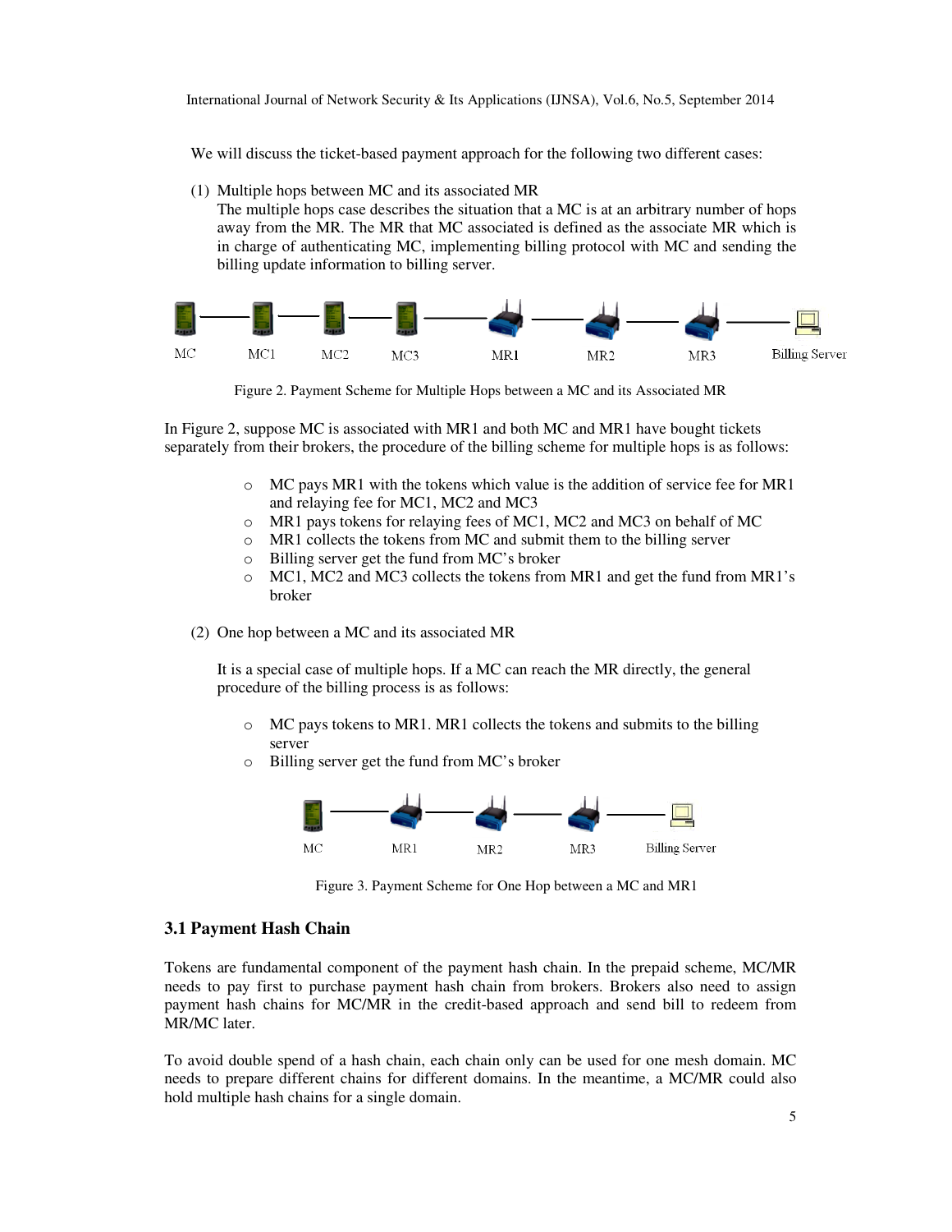We will discuss the ticket-based payment approach for the following two different cases:

(1) Multiple hops between MC and its associated MR
The multiple hops case describes the situation that a MC is at an arbitrary number of hops away from the MR. The MR that MC associated is defined as the associate MR which is in charge of authenticating MC, implementing billing protocol with MC and sending the billing update information to billing server.

Figure 2. Payment Scheme for Multiple Hops between a MC and its Associated MR

In Figure 2, suppose MC is associated with MR1 and both MC and MR1 have bought tickets separately from their brokers, the procedure of the billing scheme for multiple hops is as follows:

- MC pays MR1 with the tokens which value is the addition of service fee for MR1 and relaying fee for MC1, MC2 and MC3
- MR1 pays tokens for relaying fees of MC1, MC2 and MC3 on behalf of MC
- MR1 collects the tokens from MC and submit them to the billing server
- Billing server get the fund from MC's broker
- MC1, MC2 and MC3 collects the tokens from MR1 and get the fund from MR1's broker

(2) One hop between a MC and its associated MR

It is a special case of multiple hops. If a MC can reach the MR directly, the general procedure of the billing process is as follows:

- MC pays tokens to MR1. MR1 collects the tokens and submits to the billing server
- Billing server get the fund from MC's broker

Figure 3. Payment Scheme for One Hop between a MC and MR1

### 3.1 Payment Hash Chain

Tokens are fundamental component of the payment hash chain. In the prepaid scheme, MC/MR needs to pay first to purchase payment hash chain from brokers. Brokers also need to assign payment hash chains for MC/MR in the credit-based approach and send bill to redeem from MR/MC later.

To avoid double spend of a hash chain, each chain only can be used for one mesh domain. MC needs to prepare different chains for different domains. In the meantime, a MC/MR could also hold multiple hash chains for a single domain.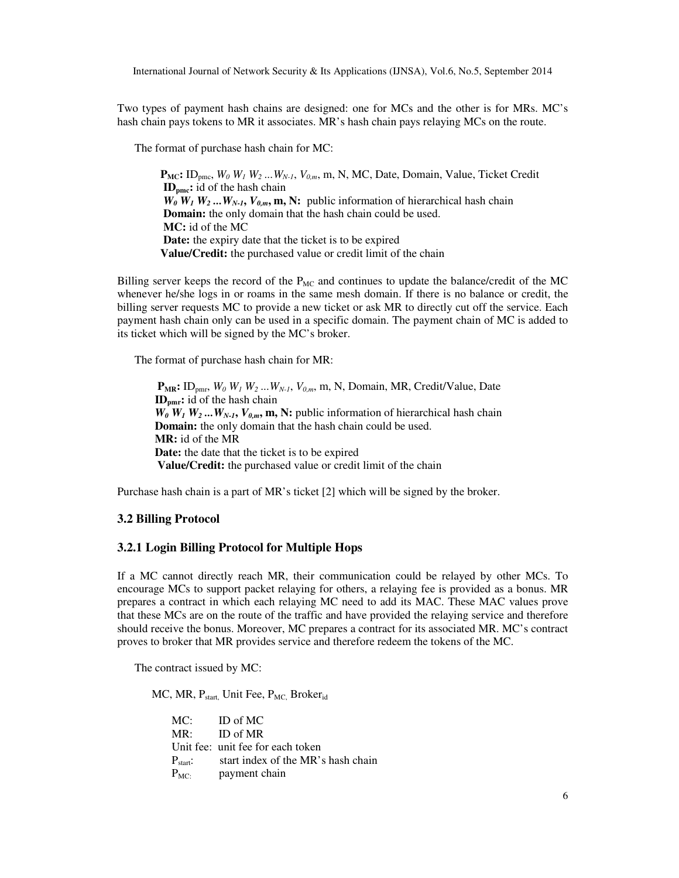Two types of payment hash chains are designed: one for MCs and the other is for MRs. MC's hash chain pays tokens to MR it associates. MR's hash chain pays relaying MCs on the route.

The format of purchase hash chain for MC:

> **$P_{MC}$:** $ID_{pmc}$, $W_0\ W_1\ W_2 \ldots W_{N-1}$, $V_{0,m}$, m, N, MC, Date, Domain, Value, Ticket Credit
> **$ID_{pmc}$:** id of the hash chain
> ***$W_0\ W_1\ W_2 \ldots W_{N-1}$, $V_{0,m}$*, m, N:** public information of hierarchical hash chain
> **Domain:** the only domain that the hash chain could be used.
> **MC:** id of the MC
> **Date:** the expiry date that the ticket is to be expired
> **Value/Credit:** the purchased value or credit limit of the chain

Billing server keeps the record of the $P_{MC}$ and continues to update the balance/credit of the MC whenever he/she logs in or roams in the same mesh domain. If there is no balance or credit, the billing server requests MC to provide a new ticket or ask MR to directly cut off the service. Each payment hash chain only can be used in a specific domain. The payment chain of MC is added to its ticket which will be signed by the MC's broker.

The format of purchase hash chain for MR:

> **$P_{MR}$:** $ID_{pmr}$, $W_0\ W_1\ W_2 \ldots W_{N-1}$, $V_{0,m}$, m, N, Domain, MR, Credit/Value, Date
> **$ID_{pmr}$:** id of the hash chain
> ***$W_0\ W_1\ W_2 \ldots W_{N-1}$, $V_{0,m}$*, m, N:** public information of hierarchical hash chain
> **Domain:** the only domain that the hash chain could be used.
> **MR:** id of the MR
> **Date:** the date that the ticket is to be expired
> **Value/Credit:** the purchased value or credit limit of the chain

Purchase hash chain is a part of MR's ticket [2] which will be signed by the broker.

### 3.2 Billing Protocol

### 3.2.1 Login Billing Protocol for Multiple Hops

If a MC cannot directly reach MR, their communication could be relayed by other MCs. To encourage MCs to support packet relaying for others, a relaying fee is provided as a bonus. MR prepares a contract in which each relaying MC need to add its MAC. These MAC values prove that these MCs are on the route of the traffic and have provided the relaying service and therefore should receive the bonus. Moreover, MC prepares a contract for its associated MR. MC's contract proves to broker that MR provides service and therefore redeem the tokens of the MC.

The contract issued by MC:

MC, MR, $P_{start}$, Unit Fee, $P_{MC}$, $Broker_{id}$

> MC: ID of MC
> MR: ID of MR
> Unit fee: unit fee for each token
> $P_{start}$: start index of the MR's hash chain
> $P_{MC}$: payment chain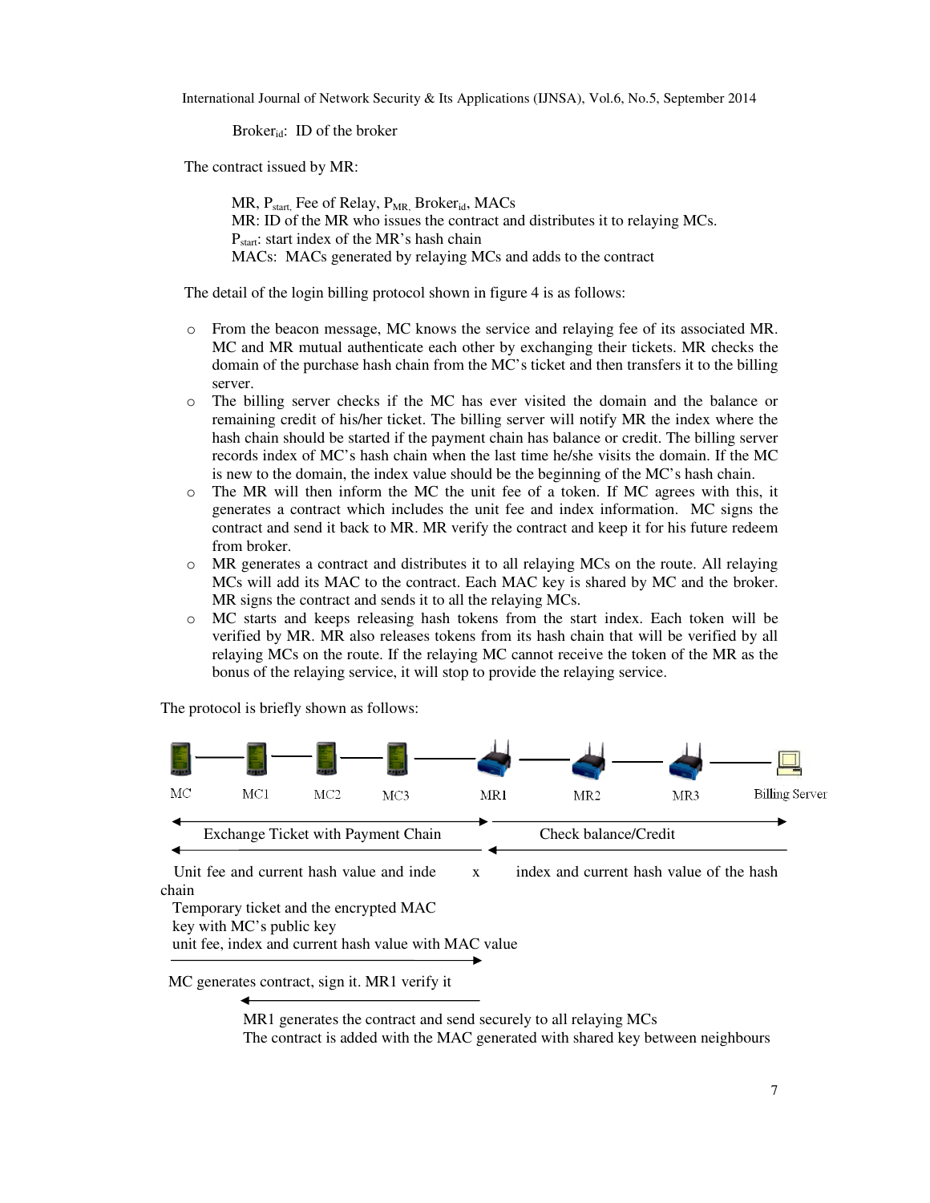$Broker_{id}$: ID of the broker

The contract issued by MR:

> MR, $P_{start}$, Fee of Relay, $P_{MR}$, $Broker_{id}$, MACs
> MR: ID of the MR who issues the contract and distributes it to relaying MCs.
> $P_{start}$: start index of the MR's hash chain
> MACs: MACs generated by relaying MCs and adds to the contract

The detail of the login billing protocol shown in figure 4 is as follows:

- From the beacon message, MC knows the service and relaying fee of its associated MR. MC and MR mutual authenticate each other by exchanging their tickets. MR checks the domain of the purchase hash chain from the MC's ticket and then transfers it to the billing server.
- The billing server checks if the MC has ever visited the domain and the balance or remaining credit of his/her ticket. The billing server will notify MR the index where the hash chain should be started if the payment chain has balance or credit. The billing server records index of MC's hash chain when the last time he/she visits the domain. If the MC is new to the domain, the index value should be the beginning of the MC's hash chain.
- The MR will then inform the MC the unit fee of a token. If MC agrees with this, it generates a contract which includes the unit fee and index information. MC signs the contract and send it back to MR. MR verify the contract and keep it for his future redeem from broker.
- MR generates a contract and distributes it to all relaying MCs on the route. All relaying MCs will add its MAC to the contract. Each MAC key is shared by MC and the broker. MR signs the contract and sends it to all the relaying MCs.
- MC starts and keeps releasing hash tokens from the start index. Each token will be verified by MR. MR also releases tokens from its hash chain that will be verified by all relaying MCs on the route. If the relaying MC cannot receive the token of the MR as the bonus of the relaying service, it will stop to provide the relaying service.

The protocol is briefly shown as follows:

MC — MC1 — MC2 — MC3 — MR1 — MR2 — MR3 — Billing Server

Exchange Ticket with Payment Chain → | Check balance/Credit →

← Unit fee and current hash value and index | ← index and current hash value of the hash chain

Temporary ticket and the encrypted MAC key with MC's public key
unit fee, index and current hash value with MAC value →

MC generates contract, sign it. MR1 verify it ←

MR1 generates the contract and send securely to all relaying MCs
The contract is added with the MAC generated with shared key between neighbours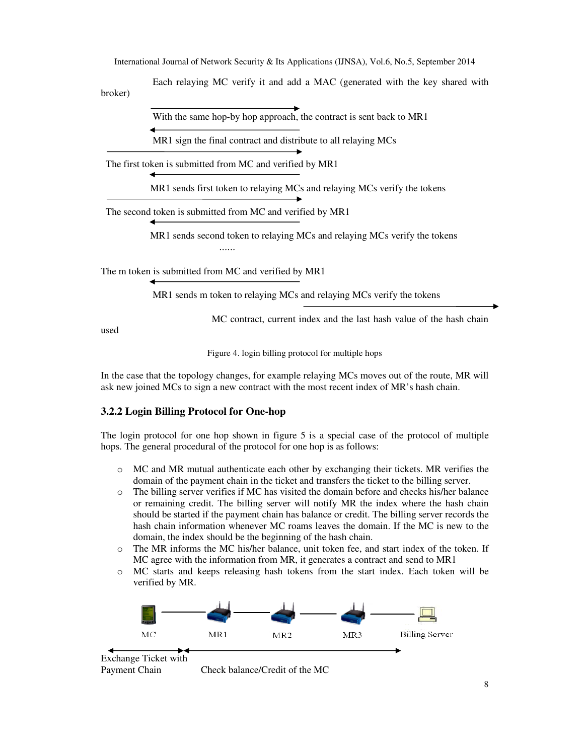Each relaying MC verify it and add a MAC (generated with the key shared with broker)

With the same hop-by hop approach, the contract is sent back to MR1

MR1 sign the final contract and distribute to all relaying MCs

The first token is submitted from MC and verified by MR1

MR1 sends first token to relaying MCs and relaying MCs verify the tokens

The second token is submitted from MC and verified by MR1

MR1 sends second token to relaying MCs and relaying MCs verify the tokens

......

The m token is submitted from MC and verified by MR1

MR1 sends m token to relaying MCs and relaying MCs verify the tokens

MC contract, current index and the last hash value of the hash chain used

Figure 4. login billing protocol for multiple hops

In the case that the topology changes, for example relaying MCs moves out of the route, MR will ask new joined MCs to sign a new contract with the most recent index of MR's hash chain.

### 3.2.2 Login Billing Protocol for One-hop

The login protocol for one hop shown in figure 5 is a special case of the protocol of multiple hops. The general procedural of the protocol for one hop is as follows:

- MC and MR mutual authenticate each other by exchanging their tickets. MR verifies the domain of the payment chain in the ticket and transfers the ticket to the billing server.
- The billing server verifies if MC has visited the domain before and checks his/her balance or remaining credit. The billing server will notify MR the index where the hash chain should be started if the payment chain has balance or credit. The billing server records the hash chain information whenever MC roams leaves the domain. If the MC is new to the domain, the index should be the beginning of the hash chain.
- The MR informs the MC his/her balance, unit token fee, and start index of the token. If MC agree with the information from MR, it generates a contract and send to MR1
- MC starts and keeps releasing hash tokens from the start index. Each token will be verified by MR.

MC MR1 MR2 MR3 Billing Server

Exchange Ticket with Payment Chain

Check balance/Credit of the MC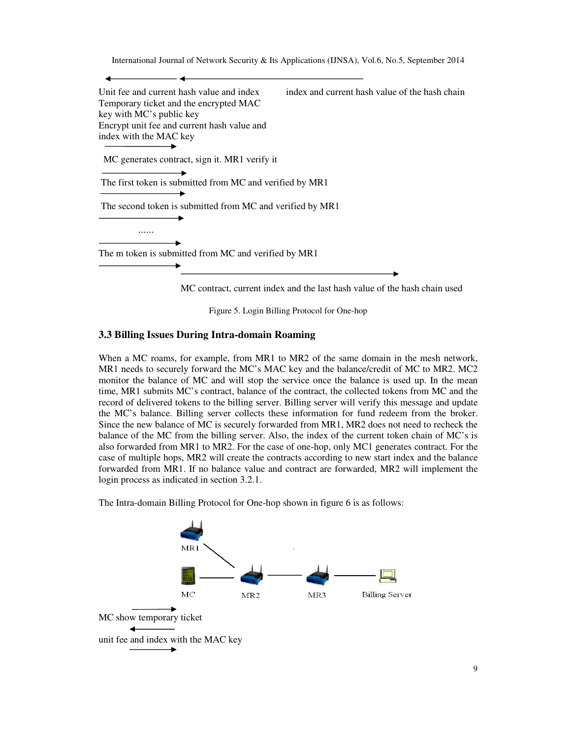Unit fee and current hash value and index
Temporary ticket and the encrypted MAC key with MC's public key
Encrypt unit fee and current hash value and index with the MAC key

index and current hash value of the hash chain

MC generates contract, sign it. MR1 verify it

The first token is submitted from MC and verified by MR1

The second token is submitted from MC and verified by MR1

......

The m token is submitted from MC and verified by MR1

MC contract, current index and the last hash value of the hash chain used

Figure 5. Login Billing Protocol for One-hop

### 3.3 Billing Issues During Intra-domain Roaming

When a MC roams, for example, from MR1 to MR2 of the same domain in the mesh network, MR1 needs to securely forward the MC's MAC key and the balance/credit of MC to MR2. MC2 monitor the balance of MC and will stop the service once the balance is used up. In the mean time, MR1 submits MC's contract, balance of the contract, the collected tokens from MC and the record of delivered tokens to the billing server. Billing server will verify this message and update the MC's balance. Billing server collects these information for fund redeem from the broker. Since the new balance of MC is securely forwarded from MR1, MR2 does not need to recheck the balance of the MC from the billing server. Also, the index of the current token chain of MC's is also forwarded from MR1 to MR2. For the case of one-hop, only MC1 generates contract. For the case of multiple hops, MR2 will create the contracts according to new start index and the balance forwarded from MR1. If no balance value and contract are forwarded, MR2 will implement the login process as indicated in section 3.2.1.

The Intra-domain Billing Protocol for One-hop shown in figure 6 is as follows:

MR1 — MC — MR2 — MR3 — Billing Server

MC show temporary ticket

unit fee and index with the MAC key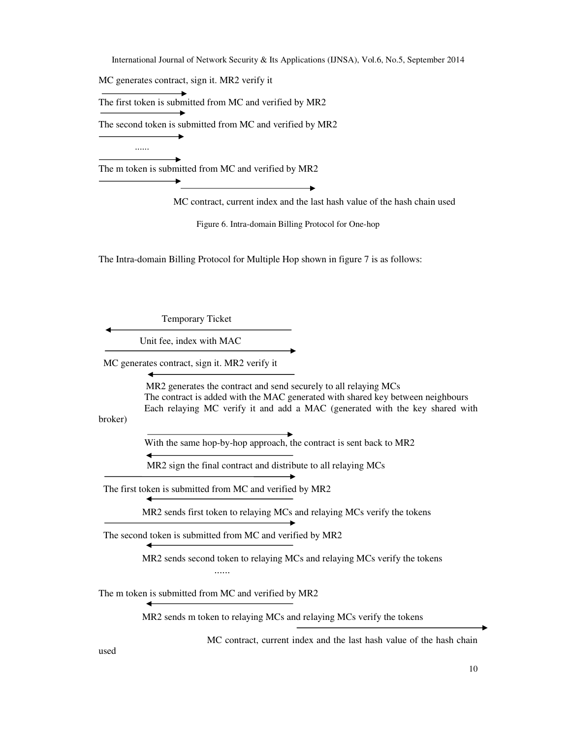MC generates contract, sign it. MR2 verify it

The first token is submitted from MC and verified by MR2

The second token is submitted from MC and verified by MR2

......

The m token is submitted from MC and verified by MR2

MC contract, current index and the last hash value of the hash chain used

Figure 6. Intra-domain Billing Protocol for One-hop

The Intra-domain Billing Protocol for Multiple Hop shown in figure 7 is as follows:

Temporary Ticket

Unit fee, index with MAC

MC generates contract, sign it. MR2 verify it

MR2 generates the contract and send securely to all relaying MCs
The contract is added with the MAC generated with shared key between neighbours
Each relaying MC verify it and add a MAC (generated with the key shared with broker)

With the same hop-by-hop approach, the contract is sent back to MR2

MR2 sign the final contract and distribute to all relaying MCs

The first token is submitted from MC and verified by MR2

MR2 sends first token to relaying MCs and relaying MCs verify the tokens

The second token is submitted from MC and verified by MR2

MR2 sends second token to relaying MCs and relaying MCs verify the tokens

......

The m token is submitted from MC and verified by MR2

MR2 sends m token to relaying MCs and relaying MCs verify the tokens

MC contract, current index and the last hash value of the hash chain used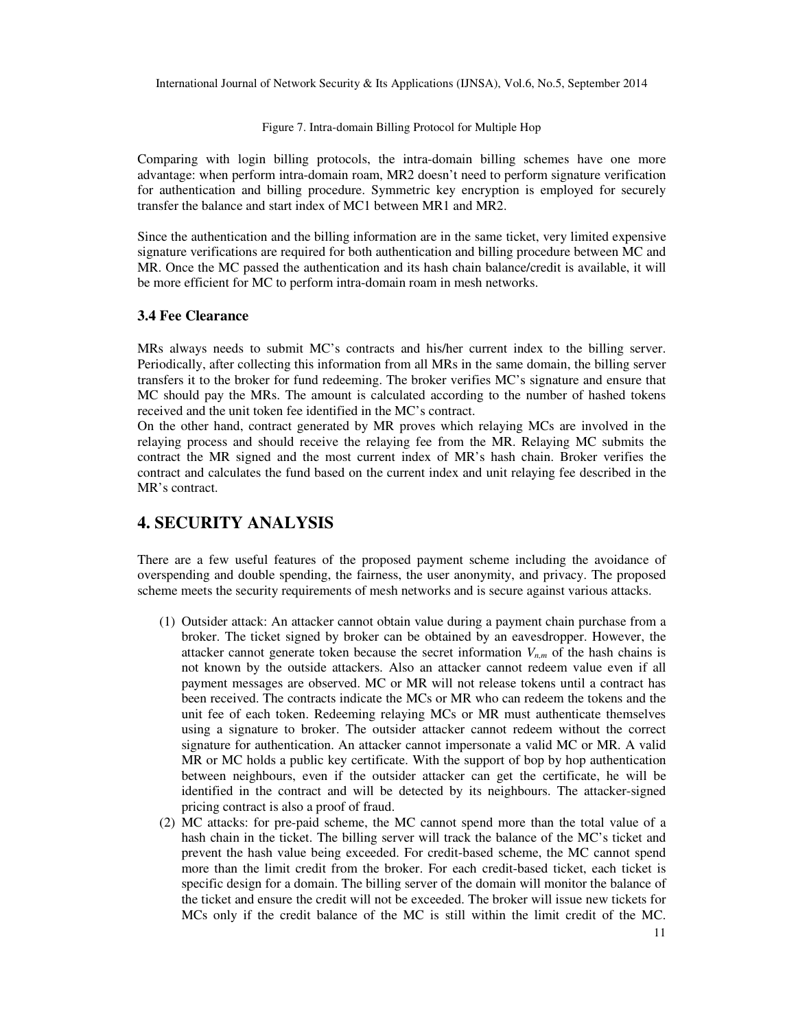Figure 7. Intra-domain Billing Protocol for Multiple Hop

Comparing with login billing protocols, the intra-domain billing schemes have one more advantage: when perform intra-domain roam, MR2 doesn't need to perform signature verification for authentication and billing procedure. Symmetric key encryption is employed for securely transfer the balance and start index of MC1 between MR1 and MR2.

Since the authentication and the billing information are in the same ticket, very limited expensive signature verifications are required for both authentication and billing procedure between MC and MR. Once the MC passed the authentication and its hash chain balance/credit is available, it will be more efficient for MC to perform intra-domain roam in mesh networks.

### 3.4 Fee Clearance

MRs always needs to submit MC's contracts and his/her current index to the billing server. Periodically, after collecting this information from all MRs in the same domain, the billing server transfers it to the broker for fund redeeming. The broker verifies MC's signature and ensure that MC should pay the MRs. The amount is calculated according to the number of hashed tokens received and the unit token fee identified in the MC's contract.

On the other hand, contract generated by MR proves which relaying MCs are involved in the relaying process and should receive the relaying fee from the MR. Relaying MC submits the contract the MR signed and the most current index of MR's hash chain. Broker verifies the contract and calculates the fund based on the current index and unit relaying fee described in the MR's contract.

## 4. SECURITY ANALYSIS

There are a few useful features of the proposed payment scheme including the avoidance of overspending and double spending, the fairness, the user anonymity, and privacy. The proposed scheme meets the security requirements of mesh networks and is secure against various attacks.

(1) Outsider attack: An attacker cannot obtain value during a payment chain purchase from a broker. The ticket signed by broker can be obtained by an eavesdropper. However, the attacker cannot generate token because the secret information $V_{n,m}$ of the hash chains is not known by the outside attackers. Also an attacker cannot redeem value even if all payment messages are observed. MC or MR will not release tokens until a contract has been received. The contracts indicate the MCs or MR who can redeem the tokens and the unit fee of each token. Redeeming relaying MCs or MR must authenticate themselves using a signature to broker. The outsider attacker cannot redeem without the correct signature for authentication. An attacker cannot impersonate a valid MC or MR. A valid MR or MC holds a public key certificate. With the support of bop by hop authentication between neighbours, even if the outsider attacker can get the certificate, he will be identified in the contract and will be detected by its neighbours. The attacker-signed pricing contract is also a proof of fraud.

(2) MC attacks: for pre-paid scheme, the MC cannot spend more than the total value of a hash chain in the ticket. The billing server will track the balance of the MC's ticket and prevent the hash value being exceeded. For credit-based scheme, the MC cannot spend more than the limit credit from the broker. For each credit-based ticket, each ticket is specific design for a domain. The billing server of the domain will monitor the balance of the ticket and ensure the credit will not be exceeded. The broker will issue new tickets for MCs only if the credit balance of the MC is still within the limit credit of the MC.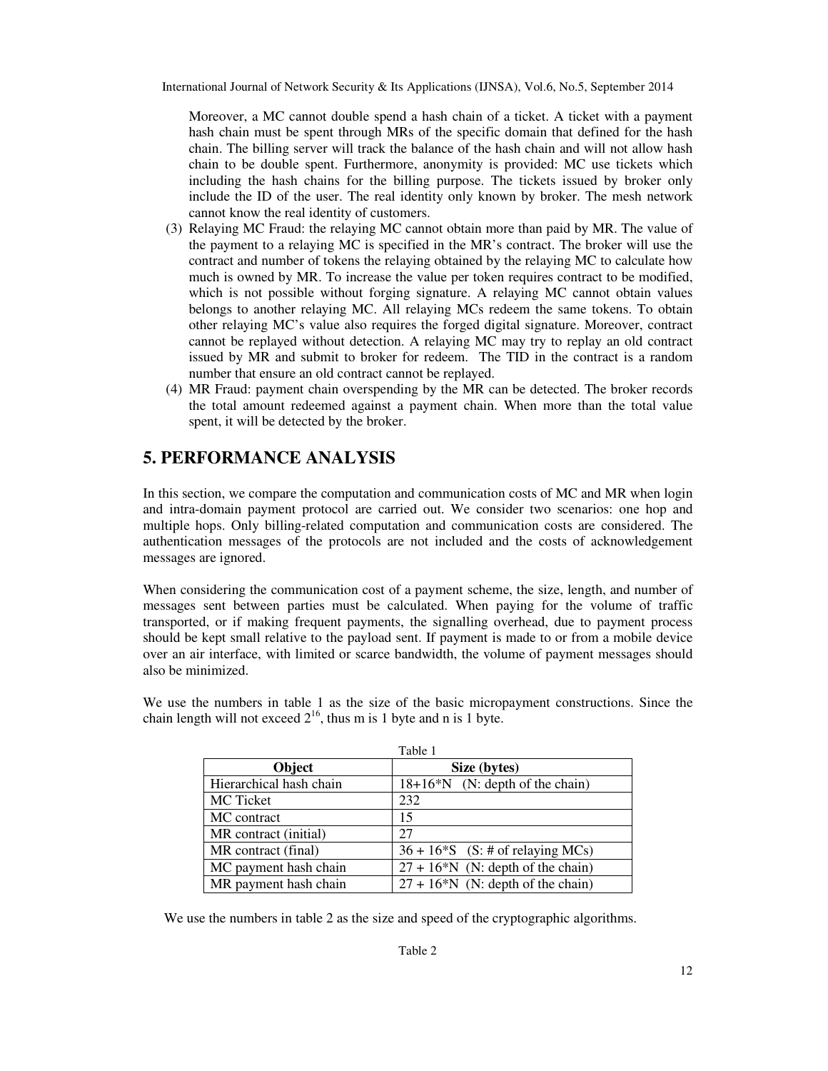Moreover, a MC cannot double spend a hash chain of a ticket. A ticket with a payment hash chain must be spent through MRs of the specific domain that defined for the hash chain. The billing server will track the balance of the hash chain and will not allow hash chain to be double spent. Furthermore, anonymity is provided: MC use tickets which including the hash chains for the billing purpose. The tickets issued by broker only include the ID of the user. The real identity only known by broker. The mesh network cannot know the real identity of customers.

(3) Relaying MC Fraud: the relaying MC cannot obtain more than paid by MR. The value of the payment to a relaying MC is specified in the MR's contract. The broker will use the contract and number of tokens the relaying obtained by the relaying MC to calculate how much is owned by MR. To increase the value per token requires contract to be modified, which is not possible without forging signature. A relaying MC cannot obtain values belongs to another relaying MC. All relaying MCs redeem the same tokens. To obtain other relaying MC's value also requires the forged digital signature. Moreover, contract cannot be replayed without detection. A relaying MC may try to replay an old contract issued by MR and submit to broker for redeem. The TID in the contract is a random number that ensure an old contract cannot be replayed.

(4) MR Fraud: payment chain overspending by the MR can be detected. The broker records the total amount redeemed against a payment chain. When more than the total value spent, it will be detected by the broker.

## 5. PERFORMANCE ANALYSIS

In this section, we compare the computation and communication costs of MC and MR when login and intra-domain payment protocol are carried out. We consider two scenarios: one hop and multiple hops. Only billing-related computation and communication costs are considered. The authentication messages of the protocols are not included and the costs of acknowledgement messages are ignored.

When considering the communication cost of a payment scheme, the size, length, and number of messages sent between parties must be calculated. When paying for the volume of traffic transported, or if making frequent payments, the signalling overhead, due to payment process should be kept small relative to the payload sent. If payment is made to or from a mobile device over an air interface, with limited or scarce bandwidth, the volume of payment messages should also be minimized.

We use the numbers in table 1 as the size of the basic micropayment constructions. Since the chain length will not exceed $2^{16}$, thus m is 1 byte and n is 1 byte.

Table 1

| Object | Size (bytes) |
|---|---|
| Hierarchical hash chain | 18+16*N (N: depth of the chain) |
| MC Ticket | 232 |
| MC contract | 15 |
| MR contract (initial) | 27 |
| MR contract (final) | 36 + 16*S (S: # of relaying MCs) |
| MC payment hash chain | 27 + 16*N (N: depth of the chain) |
| MR payment hash chain | 27 + 16*N (N: depth of the chain) |

We use the numbers in table 2 as the size and speed of the cryptographic algorithms.

Table 2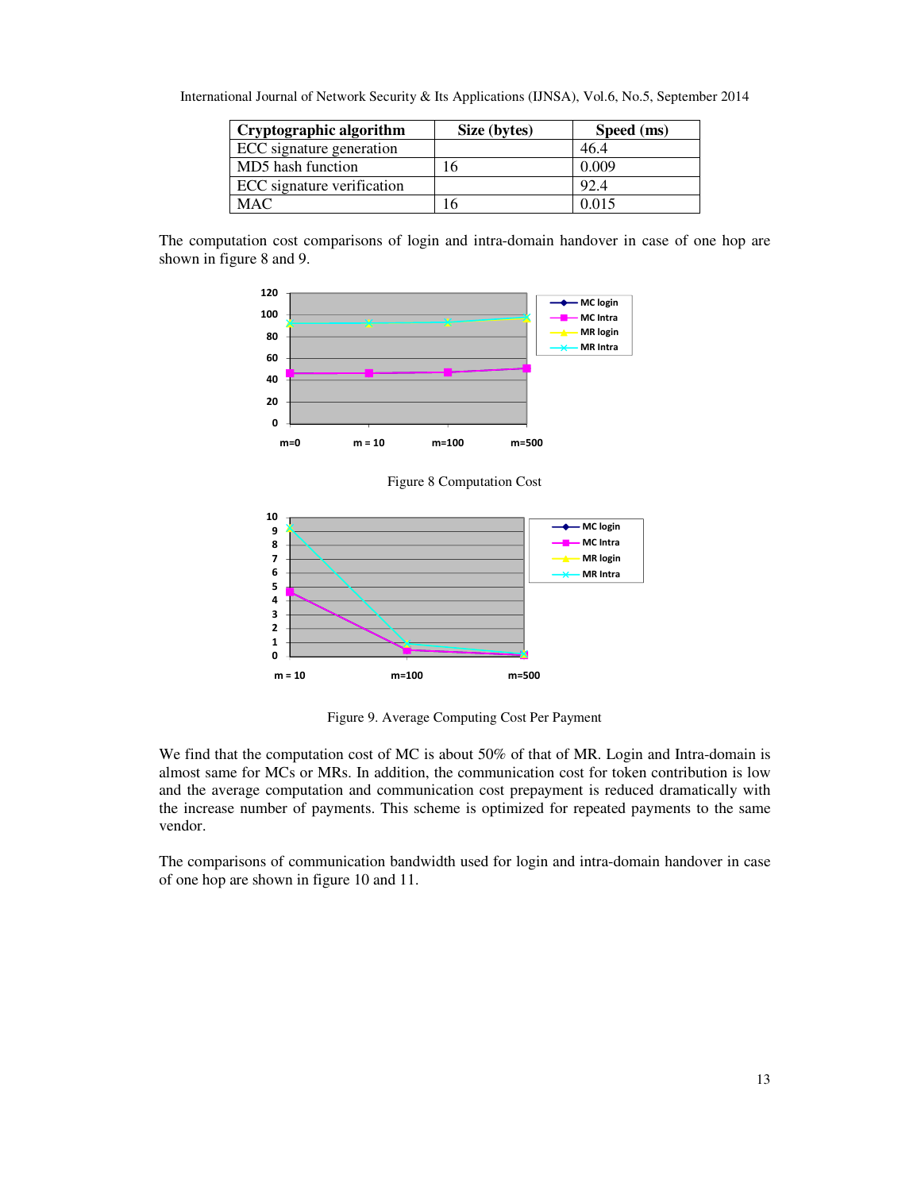| Cryptographic algorithm | Size (bytes) | Speed (ms) |
|---|---|---|
| ECC signature generation | | 46.4 |
| MD5 hash function | 16 | 0.009 |
| ECC signature verification | | 92.4 |
| MAC | 16 | 0.015 |

The computation cost comparisons of login and intra-domain handover in case of one hop are shown in figure 8 and 9.

Figure 8 Computation Cost

Figure 9. Average Computing Cost Per Payment

We find that the computation cost of MC is about 50% of that of MR. Login and Intra-domain is almost same for MCs or MRs. In addition, the communication cost for token contribution is low and the average computation and communication cost prepayment is reduced dramatically with the increase number of payments. This scheme is optimized for repeated payments to the same vendor.

The comparisons of communication bandwidth used for login and intra-domain handover in case of one hop are shown in figure 10 and 11.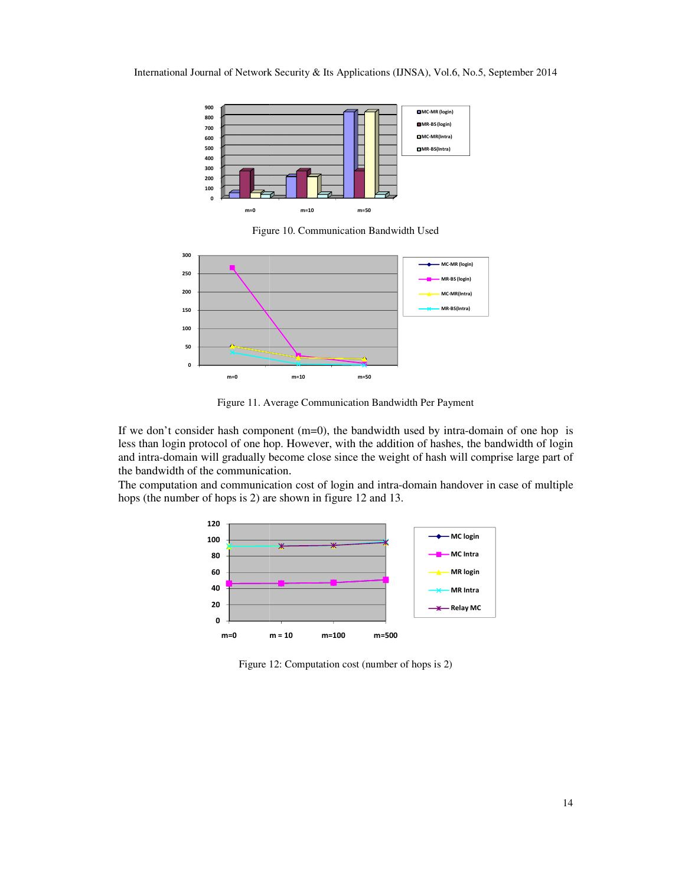Figure 10. Communication Bandwidth Used

Figure 11. Average Communication Bandwidth Per Payment

If we don't consider hash component (m=0), the bandwidth used by intra-domain of one hop is less than login protocol of one hop. However, with the addition of hashes, the bandwidth of login and intra-domain will gradually become close since the weight of hash will comprise large part of the bandwidth of the communication.

The computation and communication cost of login and intra-domain handover in case of multiple hops (the number of hops is 2) are shown in figure 12 and 13.

Figure 12: Computation cost (number of hops is 2)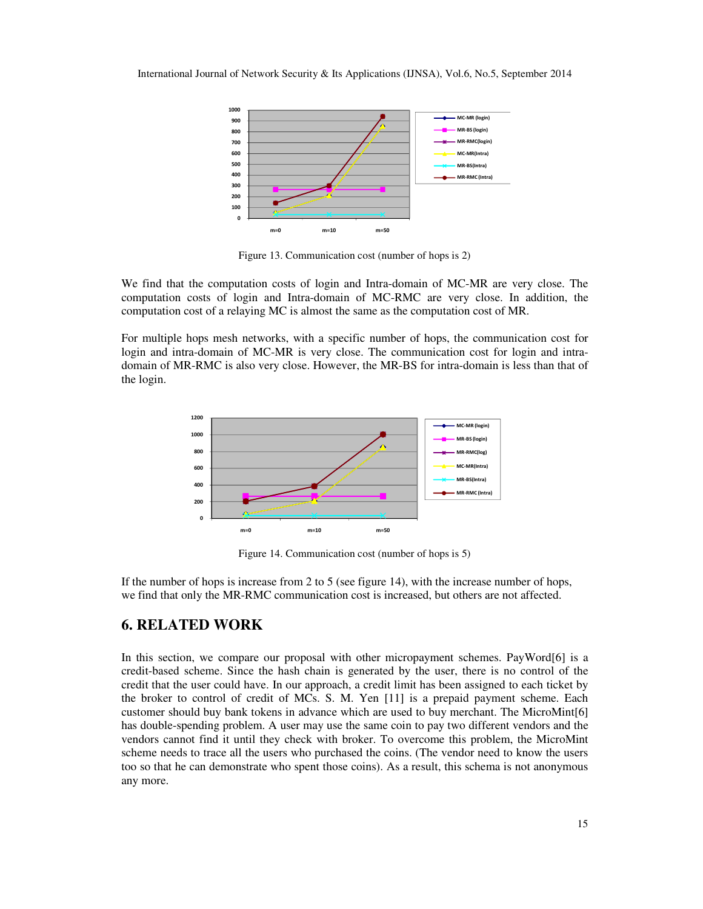Figure 13. Communication cost (number of hops is 2)

We find that the computation costs of login and Intra-domain of MC-MR are very close. The computation costs of login and Intra-domain of MC-RMC are very close. In addition, the computation cost of a relaying MC is almost the same as the computation cost of MR.

For multiple hops mesh networks, with a specific number of hops, the communication cost for login and intra-domain of MC-MR is very close. The communication cost for login and intra-domain of MR-RMC is also very close. However, the MR-BS for intra-domain is less than that of the login.

Figure 14. Communication cost (number of hops is 5)

If the number of hops is increase from 2 to 5 (see figure 14), with the increase number of hops, we find that only the MR-RMC communication cost is increased, but others are not affected.

## 6. RELATED WORK

In this section, we compare our proposal with other micropayment schemes. PayWord[6] is a credit-based scheme. Since the hash chain is generated by the user, there is no control of the credit that the user could have. In our approach, a credit limit has been assigned to each ticket by the broker to control of credit of MCs. S. M. Yen [11] is a prepaid payment scheme. Each customer should buy bank tokens in advance which are used to buy merchant. The MicroMint[6] has double-spending problem. A user may use the same coin to pay two different vendors and the vendors cannot find it until they check with broker. To overcome this problem, the MicroMint scheme needs to trace all the users who purchased the coins. (The vendor need to know the users too so that he can demonstrate who spent those coins). As a result, this schema is not anonymous any more.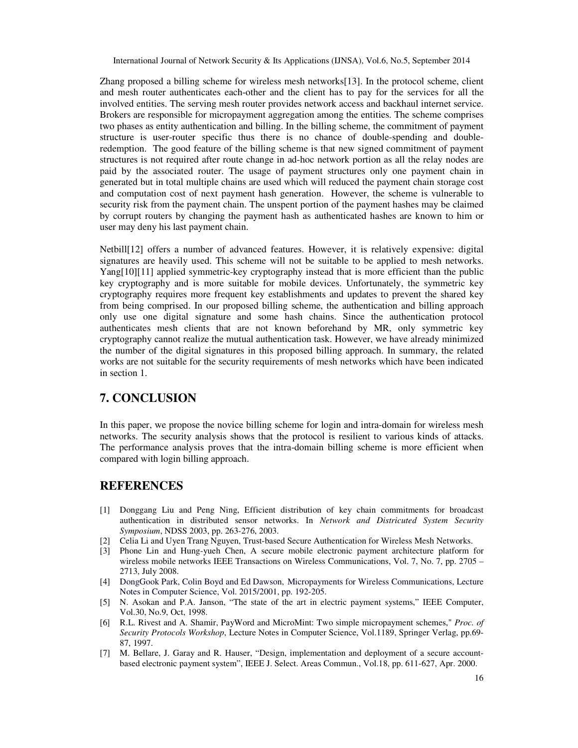Zhang proposed a billing scheme for wireless mesh networks[13]. In the protocol scheme, client and mesh router authenticates each-other and the client has to pay for the services for all the involved entities. The serving mesh router provides network access and backhaul internet service. Brokers are responsible for micropayment aggregation among the entities. The scheme comprises two phases as entity authentication and billing. In the billing scheme, the commitment of payment structure is user-router specific thus there is no chance of double-spending and double-redemption. The good feature of the billing scheme is that new signed commitment of payment structures is not required after route change in ad-hoc network portion as all the relay nodes are paid by the associated router. The usage of payment structures only one payment chain in generated but in total multiple chains are used which will reduced the payment chain storage cost and computation cost of next payment hash generation. However, the scheme is vulnerable to security risk from the payment chain. The unspent portion of the payment hashes may be claimed by corrupt routers by changing the payment hash as authenticated hashes are known to him or user may deny his last payment chain.

Netbill[12] offers a number of advanced features. However, it is relatively expensive: digital signatures are heavily used. This scheme will not be suitable to be applied to mesh networks. Yang[10][11] applied symmetric-key cryptography instead that is more efficient than the public key cryptography and is more suitable for mobile devices. Unfortunately, the symmetric key cryptography requires more frequent key establishments and updates to prevent the shared key from being comprised. In our proposed billing scheme, the authentication and billing approach only use one digital signature and some hash chains. Since the authentication protocol authenticates mesh clients that are not known beforehand by MR, only symmetric key cryptography cannot realize the mutual authentication task. However, we have already minimized the number of the digital signatures in this proposed billing approach. In summary, the related works are not suitable for the security requirements of mesh networks which have been indicated in section 1.

# 7. CONCLUSION

In this paper, we propose the novice billing scheme for login and intra-domain for wireless mesh networks. The security analysis shows that the protocol is resilient to various kinds of attacks. The performance analysis proves that the intra-domain billing scheme is more efficient when compared with login billing approach.

# REFERENCES

[1] Donggang Liu and Peng Ning, Efficient distribution of key chain commitments for broadcast authentication in distributed sensor networks. In *Network and Districuted System Security Symposium*, NDSS 2003, pp. 263-276, 2003.

[2] Celia Li and Uyen Trang Nguyen, Trust-based Secure Authentication for Wireless Mesh Networks.

[3] Phone Lin and Hung-yueh Chen, A secure mobile electronic payment architecture platform for wireless mobile networks IEEE Transactions on Wireless Communications, Vol. 7, No. 7, pp. 2705 – 2713, July 2008.

[4] DongGook Park, Colin Boyd and Ed Dawson, Micropayments for Wireless Communications, Lecture Notes in Computer Science, Vol. 2015/2001, pp. 192-205.

[5] N. Asokan and P.A. Janson, "The state of the art in electric payment systems," IEEE Computer, Vol.30, No.9, Oct, 1998.

[6] R.L. Rivest and A. Shamir, PayWord and MicroMint: Two simple micropayment schemes," *Proc. of Security Protocols Workshop*, Lecture Notes in Computer Science, Vol.1189, Springer Verlag, pp.69-87, 1997.

[7] M. Bellare, J. Garay and R. Hauser, "Design, implementation and deployment of a secure account-based electronic payment system", IEEE J. Select. Areas Commun., Vol.18, pp. 611-627, Apr. 2000.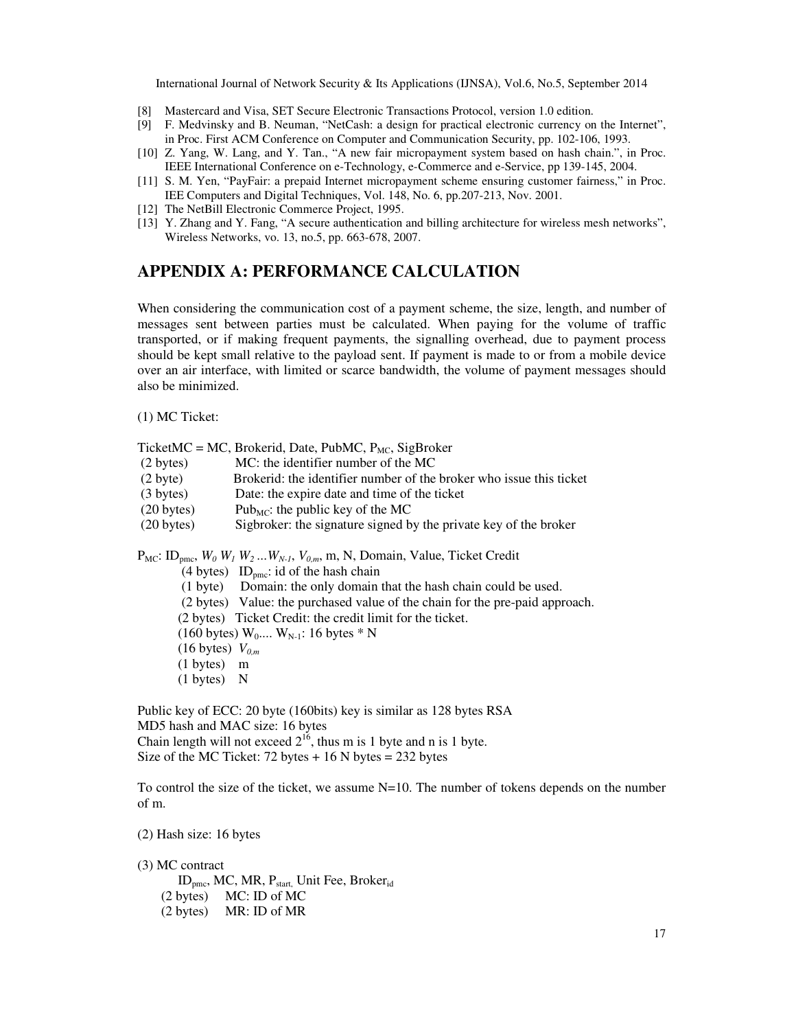[8] Mastercard and Visa, SET Secure Electronic Transactions Protocol, version 1.0 edition.
[9] F. Medvinsky and B. Neuman, "NetCash: a design for practical electronic currency on the Internet", in Proc. First ACM Conference on Computer and Communication Security, pp. 102-106, 1993.
[10] Z. Yang, W. Lang, and Y. Tan., "A new fair micropayment system based on hash chain.", in Proc. IEEE International Conference on e-Technology, e-Commerce and e-Service, pp 139-145, 2004.
[11] S. M. Yen, "PayFair: a prepaid Internet micropayment scheme ensuring customer fairness," in Proc. IEE Computers and Digital Techniques, Vol. 148, No. 6, pp.207-213, Nov. 2001.
[12] The NetBill Electronic Commerce Project, 1995.
[13] Y. Zhang and Y. Fang, "A secure authentication and billing architecture for wireless mesh networks", Wireless Networks, vo. 13, no.5, pp. 663-678, 2007.

# APPENDIX A: PERFORMANCE CALCULATION

When considering the communication cost of a payment scheme, the size, length, and number of messages sent between parties must be calculated. When paying for the volume of traffic transported, or if making frequent payments, the signalling overhead, due to payment process should be kept small relative to the payload sent. If payment is made to or from a mobile device over an air interface, with limited or scarce bandwidth, the volume of payment messages should also be minimized.

(1) MC Ticket:

TicketMC = MC, Brokerid, Date, PubMC, $P_{MC}$, SigBroker

(2 bytes) MC: the identifier number of the MC
(2 byte) Brokerid: the identifier number of the broker who issue this ticket
(3 bytes) Date: the expire date and time of the ticket
(20 bytes) $Pub_{MC}$: the public key of the MC
(20 bytes) Sigbroker: the signature signed by the private key of the broker

$P_{MC}$: $ID_{pmc}$, $W_0\ W_1\ W_2 \ldots W_{N-1}$, $V_{0,m}$, m, N, Domain, Value, Ticket Credit

(4 bytes) $ID_{pmc}$: id of the hash chain
(1 byte) Domain: the only domain that the hash chain could be used.
(2 bytes) Value: the purchased value of the chain for the pre-paid approach.
(2 bytes) Ticket Credit: the credit limit for the ticket.
(160 bytes) $W_0 \ldots W_{N-1}$: 16 bytes * N
(16 bytes) $V_{0,m}$
(1 bytes) m
(1 bytes) N

Public key of ECC: 20 byte (160bits) key is similar as 128 bytes RSA
MD5 hash and MAC size: 16 bytes
Chain length will not exceed $2^{16}$, thus m is 1 byte and n is 1 byte.
Size of the MC Ticket: 72 bytes + 16 N bytes = 232 bytes

To control the size of the ticket, we assume N=10. The number of tokens depends on the number of m.

(2) Hash size: 16 bytes

(3) MC contract

$ID_{pmc}$, MC, MR, $P_{start}$, Unit Fee, $Broker_{id}$

(2 bytes) MC: ID of MC
(2 bytes) MR: ID of MR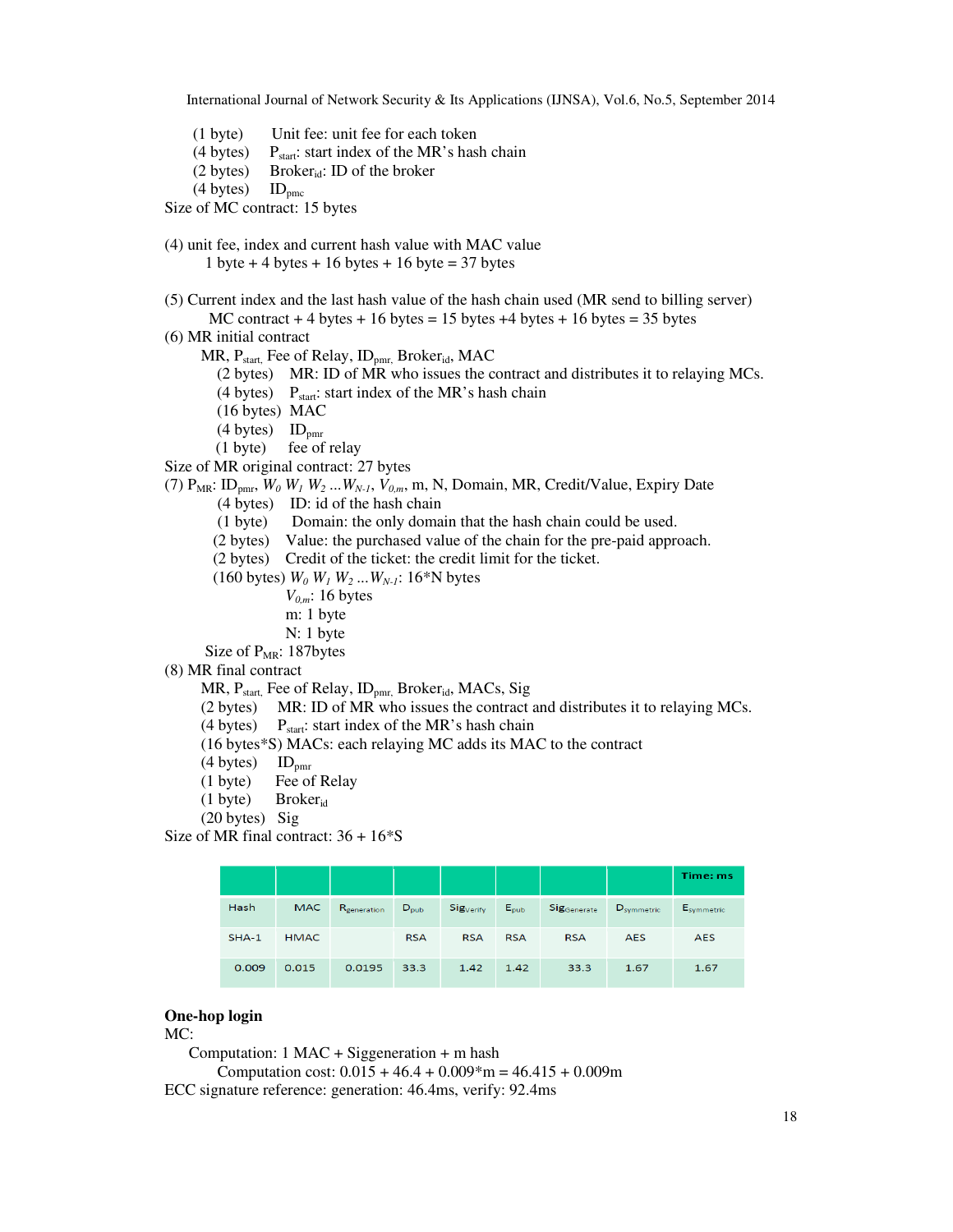(1 byte) Unit fee: unit fee for each token
(4 bytes) $P_{start}$: start index of the MR's hash chain
(2 bytes) $Broker_{id}$: ID of the broker
(4 bytes) $ID_{pmc}$

Size of MC contract: 15 bytes

(4) unit fee, index and current hash value with MAC value

1 byte + 4 bytes + 16 bytes + 16 byte = 37 bytes

(5) Current index and the last hash value of the hash chain used (MR send to billing server)

MC contract + 4 bytes + 16 bytes = 15 bytes +4 bytes + 16 bytes = 35 bytes

(6) MR initial contract

MR, $P_{start}$, Fee of Relay, $ID_{pmr}$, $Broker_{id}$, MAC

(2 bytes) MR: ID of MR who issues the contract and distributes it to relaying MCs.
(4 bytes) $P_{start}$: start index of the MR's hash chain
(16 bytes) MAC
(4 bytes) $ID_{pmr}$
(1 byte) fee of relay

Size of MR original contract: 27 bytes

(7) $P_{MR}$: $ID_{pmr}$, $W_0$ $W_1$ $W_2$ ...$W_{N-1}$, $V_{0,m}$, m, N, Domain, MR, Credit/Value, Expiry Date

(4 bytes) ID: id of the hash chain
(1 byte) Domain: the only domain that the hash chain could be used.
(2 bytes) Value: the purchased value of the chain for the pre-paid approach.
(2 bytes) Credit of the ticket: the credit limit for the ticket.
(160 bytes) $W_0$ $W_1$ $W_2$ ...$W_{N-1}$: 16*N bytes
$V_{0,m}$: 16 bytes
m: 1 byte
N: 1 byte

Size of $P_{MR}$: 187bytes

(8) MR final contract

MR, $P_{start}$, Fee of Relay, $ID_{pmr}$, $Broker_{id}$, MACs, Sig

(2 bytes) MR: ID of MR who issues the contract and distributes it to relaying MCs.
(4 bytes) $P_{start}$: start index of the MR's hash chain
(16 bytes*S) MACs: each relaying MC adds its MAC to the contract
(4 bytes) $ID_{pmr}$
(1 byte) Fee of Relay
(1 byte) $Broker_{id}$
(20 bytes) Sig

Size of MR final contract: 36 + 16*S

| | | | | | | | | Time: ms |
|---|---|---|---|---|---|---|---|---|
| Hash | MAC | $R_{generation}$ | $D_{pub}$ | $Sig_{Verify}$ | $E_{pub}$ | $Sig_{Generate}$ | $D_{symmetric}$ | $E_{symmetric}$ |
| SHA-1 | HMAC | | RSA | RSA | RSA | RSA | AES | AES |
| 0.009 | 0.015 | 0.0195 | 33.3 | 1.42 | 1.42 | 33.3 | 1.67 | 1.67 |

**One-hop login**

MC:

Computation: 1 MAC + Siggeneration + m hash

Computation cost: 0.015 + 46.4 + 0.009*m = 46.415 + 0.009m

ECC signature reference: generation: 46.4ms, verify: 92.4ms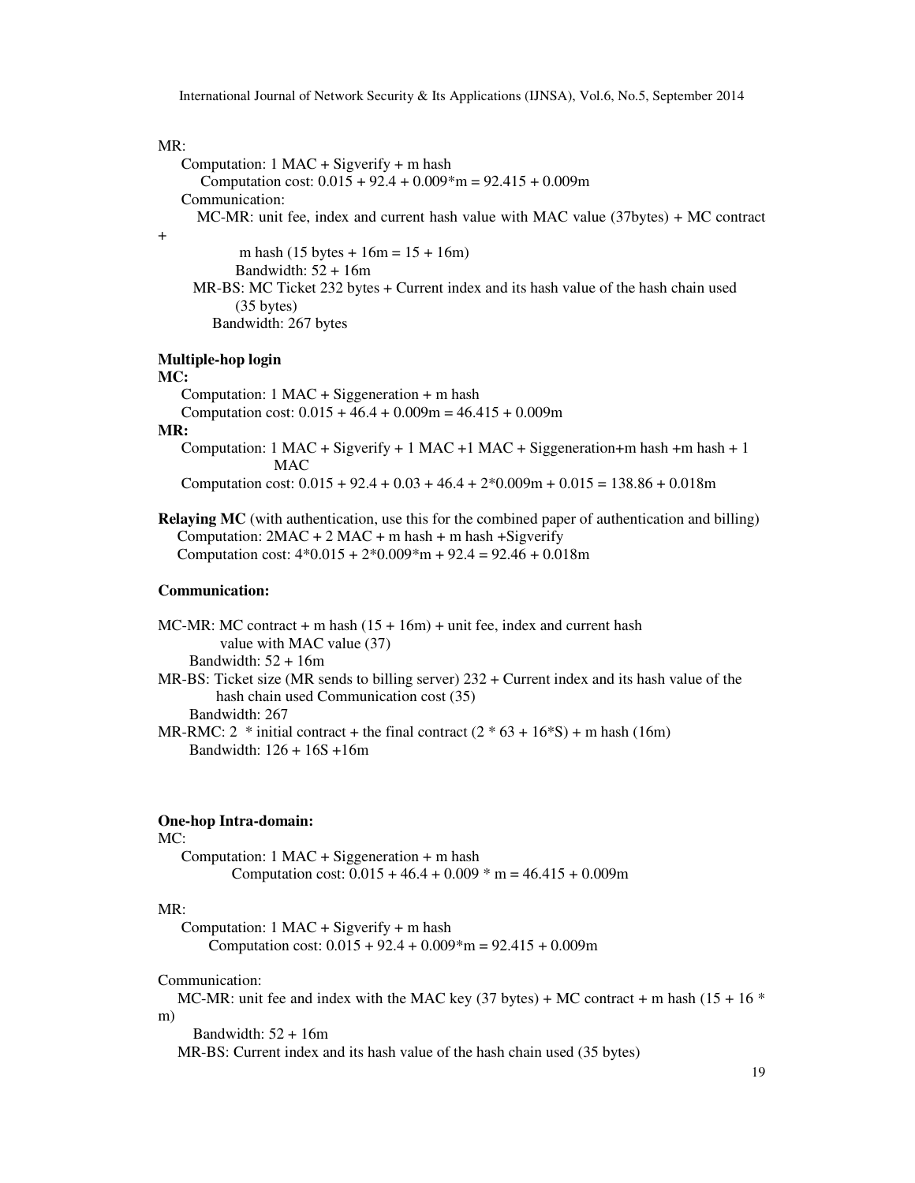MR:

Computation: 1 MAC + Sigverify + m hash

Computation cost: 0.015 + 92.4 + 0.009*m = 92.415 + 0.009m

Communication:

MC-MR: unit fee, index and current hash value with MAC value (37bytes) + MC contract +

m hash (15 bytes + 16m = 15 + 16m)

Bandwidth: 52 + 16m

MR-BS: MC Ticket 232 bytes + Current index and its hash value of the hash chain used (35 bytes)

Bandwidth: 267 bytes

**Multiple-hop login**

**MC:**

Computation: 1 MAC + Siggeneration + m hash

Computation cost: 0.015 + 46.4 + 0.009m = 46.415 + 0.009m

**MR:**

Computation: 1 MAC + Sigverify + 1 MAC +1 MAC + Siggeneration+m hash +m hash + 1 MAC

Computation cost: 0.015 + 92.4 + 0.03 + 46.4 + 2*0.009m + 0.015 = 138.86 + 0.018m

**Relaying MC** (with authentication, use this for the combined paper of authentication and billing)

Computation: 2MAC + 2 MAC + m hash + m hash +Sigverify

Computation cost: 4*0.015 + 2*0.009*m + 92.4 = 92.46 + 0.018m

**Communication:**

MC-MR: MC contract + m hash (15 + 16m) + unit fee, index and current hash value with MAC value (37)

Bandwidth: 52 + 16m

MR-BS: Ticket size (MR sends to billing server) 232 + Current index and its hash value of the hash chain used Communication cost (35)

Bandwidth: 267

MR-RMC: 2 * initial contract + the final contract (2 * 63 + 16*S) + m hash (16m)

Bandwidth: 126 + 16S +16m

**One-hop Intra-domain:**

MC:

Computation: 1 MAC + Siggeneration + m hash

Computation cost: 0.015 + 46.4 + 0.009 * m = 46.415 + 0.009m

MR:

Computation: 1 MAC + Sigverify + m hash

Computation cost: 0.015 + 92.4 + 0.009*m = 92.415 + 0.009m

Communication:

MC-MR: unit fee and index with the MAC key (37 bytes) + MC contract + m hash (15 + 16 * m)

Bandwidth: 52 + 16m

MR-BS: Current index and its hash value of the hash chain used (35 bytes)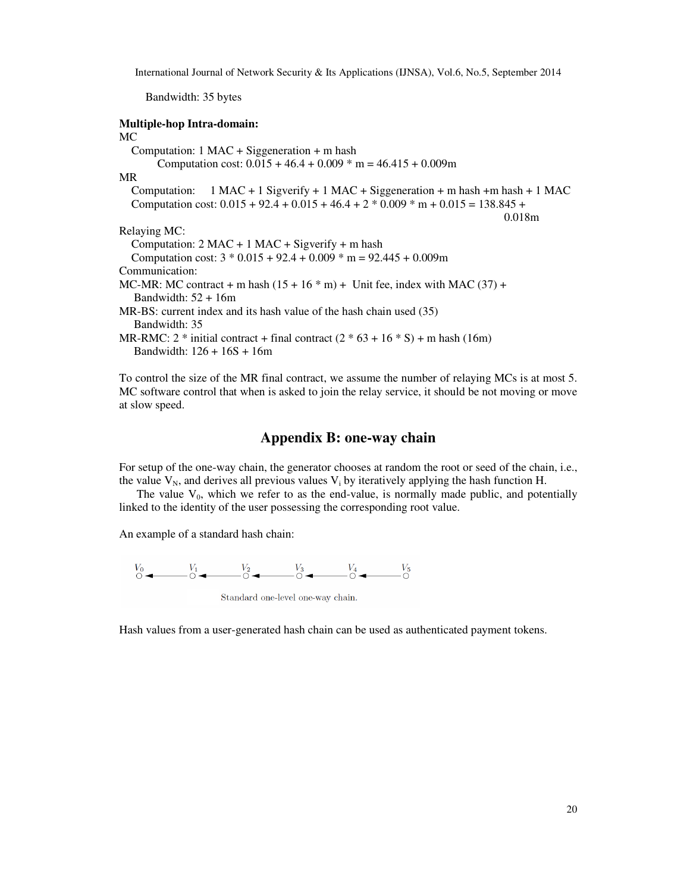Bandwidth: 35 bytes

**Multiple-hop Intra-domain:**

MC

Computation: 1 MAC + Siggeneration + m hash

Computation cost: 0.015 + 46.4 + 0.009 * m = 46.415 + 0.009m

MR

Computation: 1 MAC + 1 Sigverify + 1 MAC + Siggeneration + m hash +m hash + 1 MAC

Computation cost: 0.015 + 92.4 + 0.015 + 46.4 + 2 * 0.009 * m + 0.015 = 138.845 + 0.018m

Relaying MC:

Computation: 2 MAC + 1 MAC + Sigverify + m hash

Computation cost: 3 * 0.015 + 92.4 + 0.009 * m = 92.445 + 0.009m

Communication:

MC-MR: MC contract + m hash (15 + 16 * m) + Unit fee, index with MAC (37) +

Bandwidth: 52 + 16m

MR-BS: current index and its hash value of the hash chain used (35)

Bandwidth: 35

MR-RMC: 2 * initial contract + final contract (2 * 63 + 16 * S) + m hash (16m)

Bandwidth: 126 + 16S + 16m

To control the size of the MR final contract, we assume the number of relaying MCs is at most 5. MC software control that when is asked to join the relay service, it should be not moving or move at slow speed.

## Appendix B: one-way chain

For setup of the one-way chain, the generator chooses at random the root or seed of the chain, i.e., the value $V_N$, and derives all previous values $V_i$ by iteratively applying the hash function H.

The value $V_0$, which we refer to as the end-value, is normally made public, and potentially linked to the identity of the user possessing the corresponding root value.

An example of a standard hash chain:

$V_0 \leftarrow V_1 \leftarrow V_2 \leftarrow V_3 \leftarrow V_4 \leftarrow V_5$

Standard one-level one-way chain.

Hash values from a user-generated hash chain can be used as authenticated payment tokens.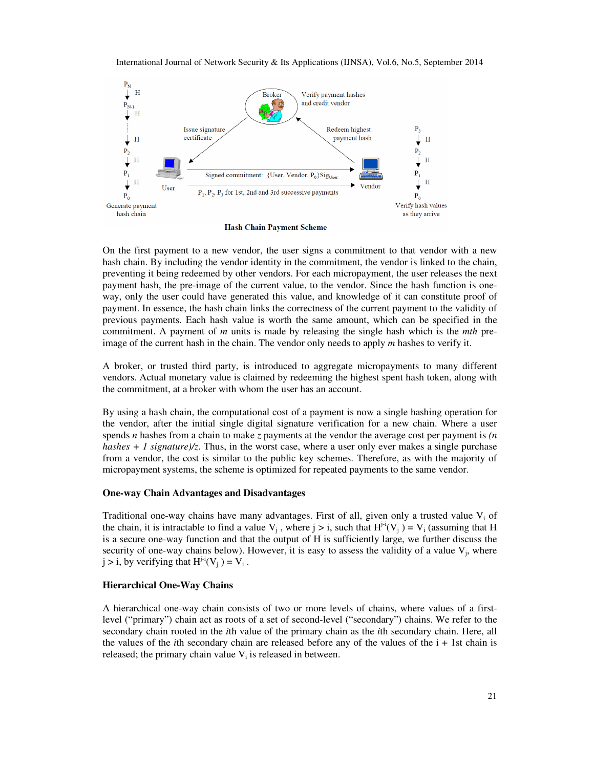**Hash Chain Payment Scheme**

On the first payment to a new vendor, the user signs a commitment to that vendor with a new hash chain. By including the vendor identity in the commitment, the vendor is linked to the chain, preventing it being redeemed by other vendors. For each micropayment, the user releases the next payment hash, the pre-image of the current value, to the vendor. Since the hash function is one-way, only the user could have generated this value, and knowledge of it can constitute proof of payment. In essence, the hash chain links the correctness of the current payment to the validity of previous payments. Each hash value is worth the same amount, which can be specified in the commitment. A payment of *m* units is made by releasing the single hash which is the *mth* pre-image of the current hash in the chain. The vendor only needs to apply *m* hashes to verify it.

A broker, or trusted third party, is introduced to aggregate micropayments to many different vendors. Actual monetary value is claimed by redeeming the highest spent hash token, along with the commitment, at a broker with whom the user has an account.

By using a hash chain, the computational cost of a payment is now a single hashing operation for the vendor, after the initial single digital signature verification for a new chain. Where a user spends *n* hashes from a chain to make *z* payments at the vendor the average cost per payment is *(n hashes + 1 signature)/z*. Thus, in the worst case, where a user only ever makes a single purchase from a vendor, the cost is similar to the public key schemes. Therefore, as with the majority of micropayment systems, the scheme is optimized for repeated payments to the same vendor.

**One-way Chain Advantages and Disadvantages**

Traditional one-way chains have many advantages. First of all, given only a trusted value $V_i$ of the chain, it is intractable to find a value $V_j$ , where $j > i$, such that $H^{j-i}(V_j) = V_i$ (assuming that H is a secure one-way function and that the output of H is sufficiently large, we further discuss the security of one-way chains below). However, it is easy to assess the validity of a value $V_j$, where $j > i$, by verifying that $H^{j-i}(V_j) = V_i$ .

**Hierarchical One-Way Chains**

A hierarchical one-way chain consists of two or more levels of chains, where values of a first-level ("primary") chain act as roots of a set of second-level ("secondary") chains. We refer to the secondary chain rooted in the *i*th value of the primary chain as the *i*th secondary chain. Here, all the values of the *i*th secondary chain are released before any of the values of the i + 1st chain is released; the primary chain value $V_i$ is released in between.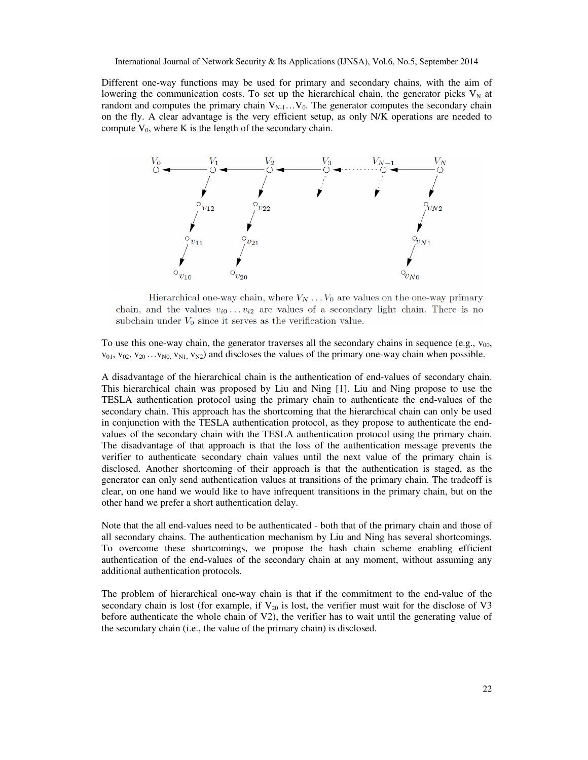Different one-way functions may be used for primary and secondary chains, with the aim of lowering the communication costs. To set up the hierarchical chain, the generator picks $V_N$ at random and computes the primary chain $V_{N-1} \ldots V_0$. The generator computes the secondary chain on the fly. A clear advantage is the very efficient setup, as only N/K operations are needed to compute $V_0$, where K is the length of the secondary chain.

$V_0$

$V_1$

$V_2$

$V_3$

$V_{N-1}$

$V_N$

$v_{12}$

$v_{22}$

$v_{N2}$

$v_{11}$

$v_{21}$

$v_{N1}$

$v_{10}$

$v_{20}$

$v_{N0}$

Hierarchical one-way chain, where $V_N \ldots V_0$ are values on the one-way primary chain, and the values $v_{i0} \ldots v_{i2}$ are values of a secondary light chain. There is no subchain under $V_0$ since it serves as the verification value.

To use this one-way chain, the generator traverses all the secondary chains in sequence (e.g., $v_{00}$, $v_{01}$, $v_{02}$, $v_{20} \ldots v_{N0}$, $v_{N1}$, $v_{N2}$) and discloses the values of the primary one-way chain when possible.

A disadvantage of the hierarchical chain is the authentication of end-values of secondary chain. This hierarchical chain was proposed by Liu and Ning [1]. Liu and Ning propose to use the TESLA authentication protocol using the primary chain to authenticate the end-values of the secondary chain. This approach has the shortcoming that the hierarchical chain can only be used in conjunction with the TESLA authentication protocol, as they propose to authenticate the end-values of the secondary chain with the TESLA authentication protocol using the primary chain. The disadvantage of that approach is that the loss of the authentication message prevents the verifier to authenticate secondary chain values until the next value of the primary chain is disclosed. Another shortcoming of their approach is that the authentication is staged, as the generator can only send authentication values at transitions of the primary chain. The tradeoff is clear, on one hand we would like to have infrequent transitions in the primary chain, but on the other hand we prefer a short authentication delay.

Note that the all end-values need to be authenticated - both that of the primary chain and those of all secondary chains. The authentication mechanism by Liu and Ning has several shortcomings. To overcome these shortcomings, we propose the hash chain scheme enabling efficient authentication of the end-values of the secondary chain at any moment, without assuming any additional authentication protocols.

The problem of hierarchical one-way chain is that if the commitment to the end-value of the secondary chain is lost (for example, if $V_{20}$ is lost, the verifier must wait for the disclose of V3 before authenticate the whole chain of V2), the verifier has to wait until the generating value of the secondary chain (i.e., the value of the primary chain) is disclosed.